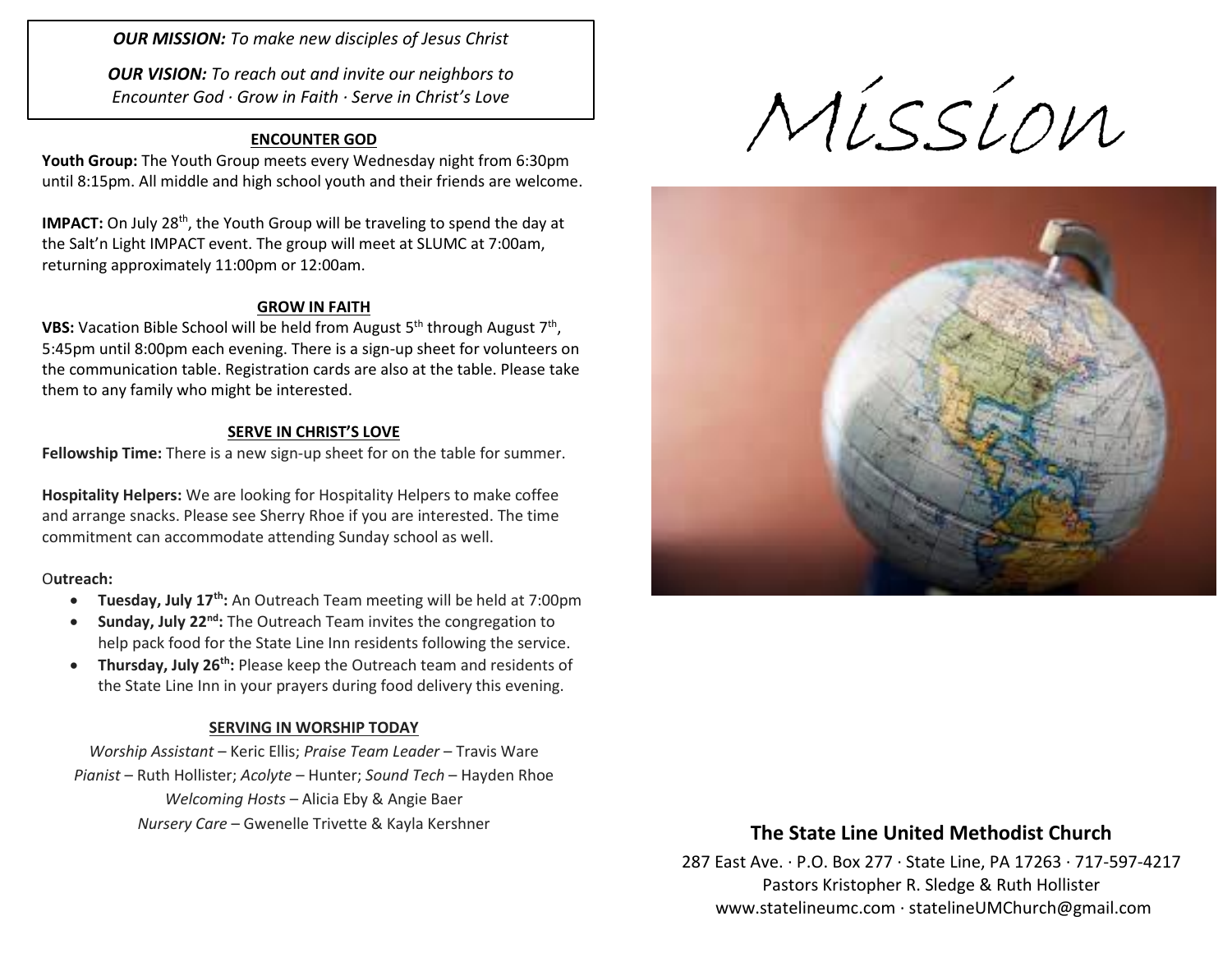***OUR MISSION:*** *To make new disciples of Jesus Christ*

***OUR VISION:*** *To reach out and invite our neighbors to Encounter God · Grow in Faith · Serve in Christ's Love*

## ENCOUNTER GOD

**Youth Group:** The Youth Group meets every Wednesday night from 6:30pm until 8:15pm. All middle and high school youth and their friends are welcome.

**IMPACT:** On July 28th, the Youth Group will be traveling to spend the day at the Salt'n Light IMPACT event. The group will meet at SLUMC at 7:00am, returning approximately 11:00pm or 12:00am.

## GROW IN FAITH

**VBS:** Vacation Bible School will be held from August 5th through August 7th, 5:45pm until 8:00pm each evening. There is a sign-up sheet for volunteers on the communication table. Registration cards are also at the table. Please take them to any family who might be interested.

## SERVE IN CHRIST'S LOVE

**Fellowship Time:** There is a new sign-up sheet for on the table for summer.

**Hospitality Helpers:** We are looking for Hospitality Helpers to make coffee and arrange snacks. Please see Sherry Rhoe if you are interested. The time commitment can accommodate attending Sunday school as well.

O**utreach:**

- **Tuesday, July 17th:** An Outreach Team meeting will be held at 7:00pm
- **Sunday, July 22nd:** The Outreach Team invites the congregation to help pack food for the State Line Inn residents following the service.
- **Thursday, July 26th:** Please keep the Outreach team and residents of the State Line Inn in your prayers during food delivery this evening.

## SERVING IN WORSHIP TODAY

*Worship Assistant* – Keric Ellis; *Praise Team Leader* – Travis Ware
*Pianist* – Ruth Hollister; *Acolyte* – Hunter; *Sound Tech* – Hayden Rhoe
*Welcoming Hosts* – Alicia Eby & Angie Baer
*Nursery Care* – Gwenelle Trivette & Kayla Kershner

# Mission

## The State Line United Methodist Church

287 East Ave. · P.O. Box 277 · State Line, PA 17263 · 717-597-4217
Pastors Kristopher R. Sledge & Ruth Hollister
www.statelineumc.com · statelineUMChurch@gmail.com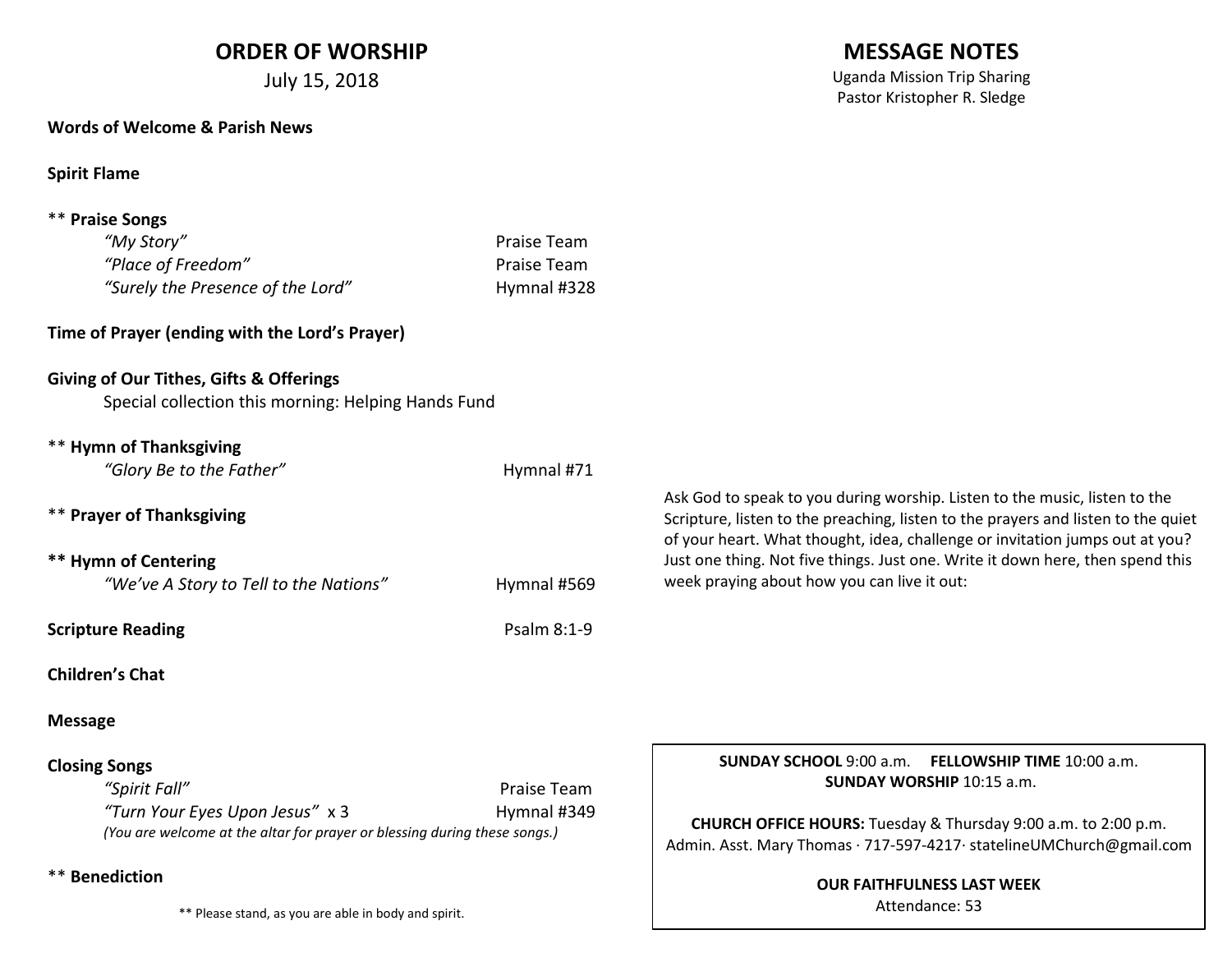## ORDER OF WORSHIP

July 15, 2018

**Words of Welcome & Parish News**

**Spirit Flame**

** **Praise Songs**

| | |
|---|---|
| *"My Story"* | Praise Team |
| *"Place of Freedom"* | Praise Team |
| *"Surely the Presence of the Lord"* | Hymnal #328 |

**Time of Prayer (ending with the Lord's Prayer)**

**Giving of Our Tithes, Gifts & Offerings**

Special collection this morning: Helping Hands Fund

** **Hymn of Thanksgiving**

*"Glory Be to the Father"* Hymnal #71

** **Prayer of Thanksgiving**

**** Hymn of Centering**

*"We've A Story to Tell to the Nations"* Hymnal #569

**Scripture Reading** Psalm 8:1-9

**Children's Chat**

**Message**

**Closing Songs**

| | |
|---|---|
| *"Spirit Fall"* | Praise Team |
| *"Turn Your Eyes Upon Jesus"* x 3 | Hymnal #349 |

*(You are welcome at the altar for prayer or blessing during these songs.)*

** **Benediction**

** Please stand, as you are able in body and spirit.

## MESSAGE NOTES

Uganda Mission Trip Sharing
Pastor Kristopher R. Sledge

Ask God to speak to you during worship. Listen to the music, listen to the Scripture, listen to the preaching, listen to the prayers and listen to the quiet of your heart. What thought, idea, challenge or invitation jumps out at you? Just one thing. Not five things. Just one. Write it down here, then spend this week praying about how you can live it out:

**SUNDAY SCHOOL** 9:00 a.m. **FELLOWSHIP TIME** 10:00 a.m.
**SUNDAY WORSHIP** 10:15 a.m.

**CHURCH OFFICE HOURS:** Tuesday & Thursday 9:00 a.m. to 2:00 p.m.
Admin. Asst. Mary Thomas · 717-597-4217· statelineUMChurch@gmail.com

**OUR FAITHFULNESS LAST WEEK**
Attendance: 53